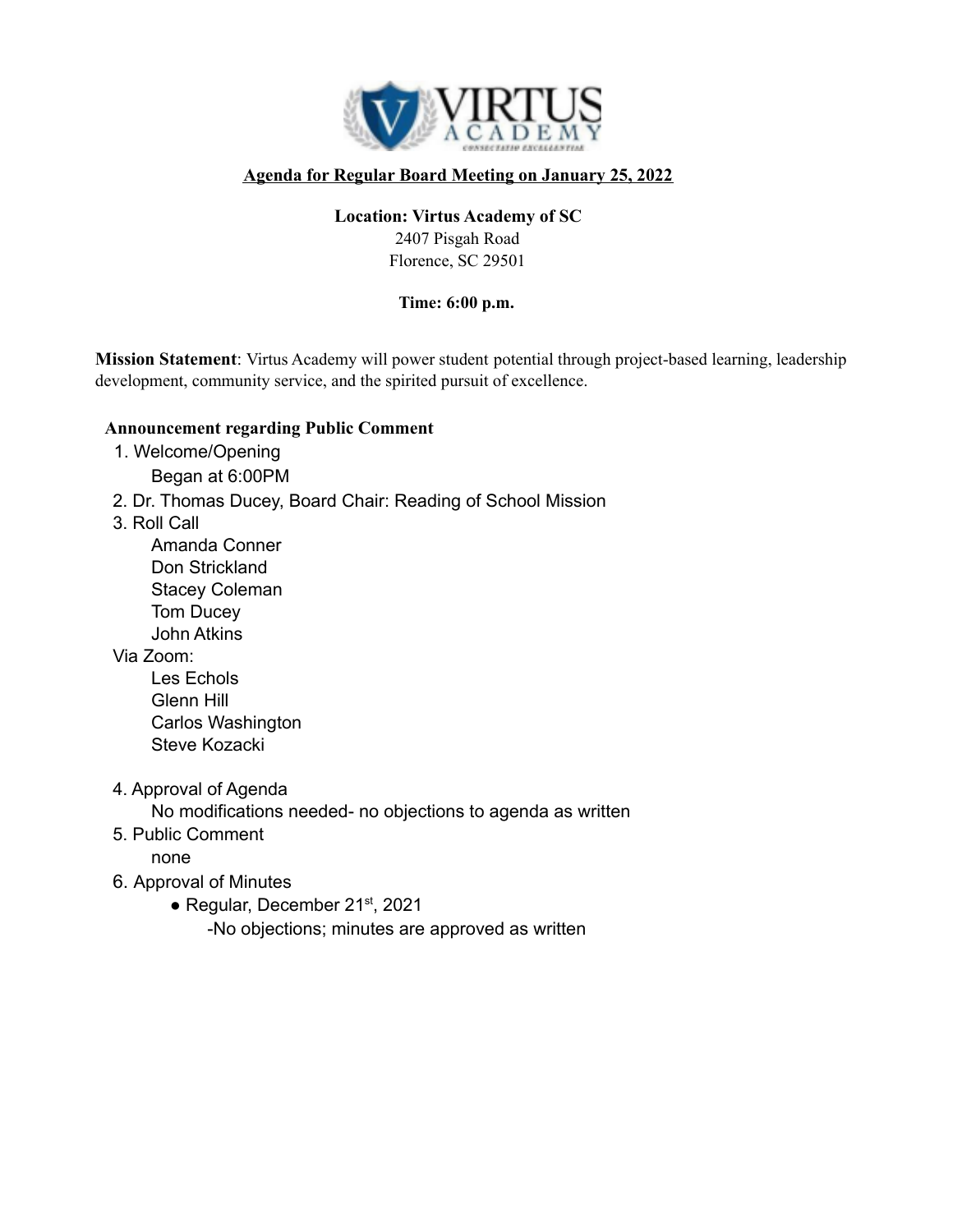**Agenda for Regular Board Meeting on January 25, 2022**

**Location: Virtus Academy of SC**
2407 Pisgah Road
Florence, SC 29501

**Time: 6:00 p.m.**

**Mission Statement**: Virtus Academy will power student potential through project-based learning, leadership development, community service, and the spirited pursuit of excellence.

**Announcement regarding Public Comment**

1. Welcome/Opening
   Began at 6:00PM
2. Dr. Thomas Ducey, Board Chair: Reading of School Mission
3. Roll Call
   Amanda Conner
   Don Strickland
   Stacey Coleman
   Tom Ducey
   John Atkins

   Via Zoom:
   Les Echols
   Glenn Hill
   Carlos Washington
   Steve Kozacki
4. Approval of Agenda
   No modifications needed- no objections to agenda as written
5. Public Comment
   none
6. Approval of Minutes
   - Regular, December 21st, 2021
     -No objections; minutes are approved as written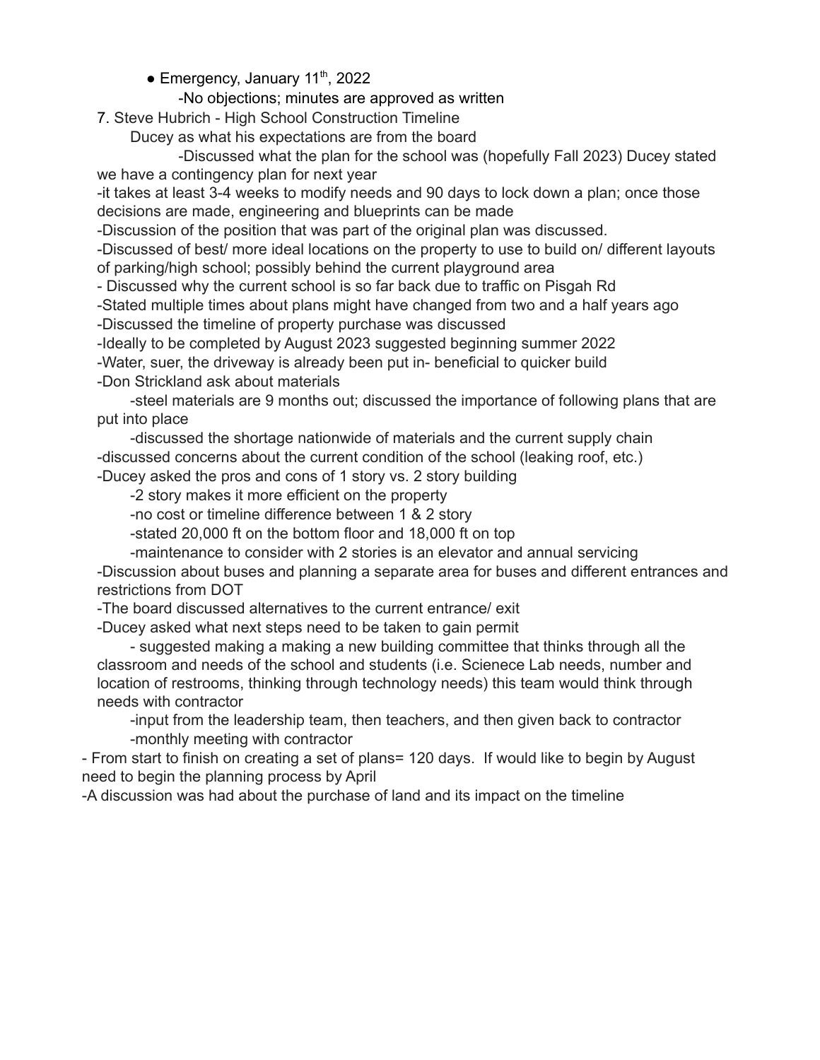- Emergency, January 11th, 2022
  - -No objections; minutes are approved as written

7. Steve Hubrich - High School Construction Timeline

   Ducey as what his expectations are from the board

   -Discussed what the plan for the school was (hopefully Fall 2023) Ducey stated we have a contingency plan for next year

   -it takes at least 3-4 weeks to modify needs and 90 days to lock down a plan; once those decisions are made, engineering and blueprints can be made

   -Discussion of the position that was part of the original plan was discussed.

   -Discussed of best/ more ideal locations on the property to use to build on/ different layouts of parking/high school; possibly behind the current playground area

   - Discussed why the current school is so far back due to traffic on Pisgah Rd

   -Stated multiple times about plans might have changed from two and a half years ago

   -Discussed the timeline of property purchase was discussed

   -Ideally to be completed by August 2023 suggested beginning summer 2022

   -Water, suer, the driveway is already been put in- beneficial to quicker build

   -Don Strickland ask about materials

   -steel materials are 9 months out; discussed the importance of following plans that are put into place

   -discussed the shortage nationwide of materials and the current supply chain

   -discussed concerns about the current condition of the school (leaking roof, etc.)

   -Ducey asked the pros and cons of 1 story vs. 2 story building

   -2 story makes it more efficient on the property

   -no cost or timeline difference between 1 & 2 story

   -stated 20,000 ft on the bottom floor and 18,000 ft on top

   -maintenance to consider with 2 stories is an elevator and annual servicing

   -Discussion about buses and planning a separate area for buses and different entrances and restrictions from DOT

   -The board discussed alternatives to the current entrance/ exit

   -Ducey asked what next steps need to be taken to gain permit

   - suggested making a making a new building committee that thinks through all the classroom and needs of the school and students (i.e. Scienece Lab needs, number and location of restrooms, thinking through technology needs) this team would think through needs with contractor

   -input from the leadership team, then teachers, and then given back to contractor

   -monthly meeting with contractor

- From start to finish on creating a set of plans= 120 days. If would like to begin by August need to begin the planning process by April

-A discussion was had about the purchase of land and its impact on the timeline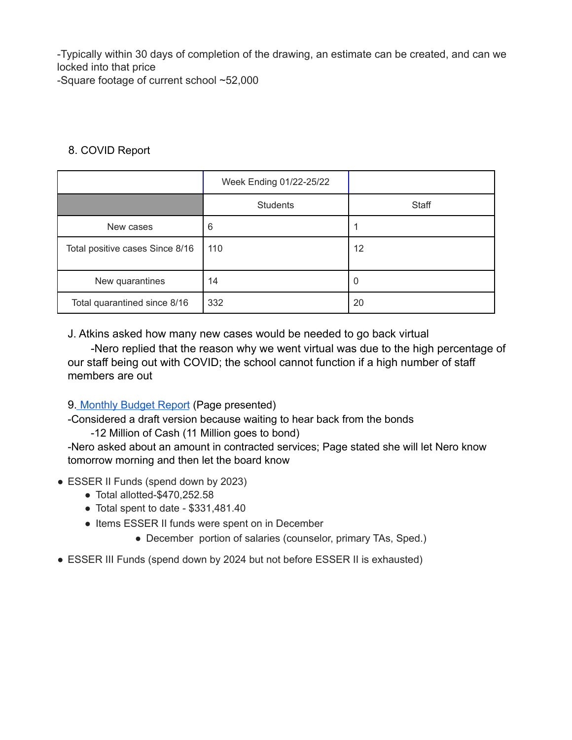-Typically within 30 days of completion of the drawing, an estimate can be created, and can we locked into that price
-Square footage of current school ~52,000

8. COVID Report

| | Week Ending 01/22-25/22 | |
|---|---|---|
| | Students | Staff |
| New cases | 6 | 1 |
| Total positive cases Since 8/16 | 110 | 12 |
| New quarantines | 14 | 0 |
| Total quarantined since 8/16 | 332 | 20 |

J. Atkins asked how many new cases would be needed to go back virtual
-Nero replied that the reason why we went virtual was due to the high percentage of our staff being out with COVID; the school cannot function if a high number of staff members are out

9. Monthly Budget Report (Page presented)
-Considered a draft version because waiting to hear back from the bonds
-12 Million of Cash (11 Million goes to bond)
-Nero asked about an amount in contracted services; Page stated she will let Nero know tomorrow morning and then let the board know

- ESSER II Funds (spend down by 2023)
  - Total allotted-$470,252.58
  - Total spent to date - $331,481.40
  - Items ESSER II funds were spent on in December
    - December portion of salaries (counselor, primary TAs, Sped.)
- ESSER III Funds (spend down by 2024 but not before ESSER II is exhausted)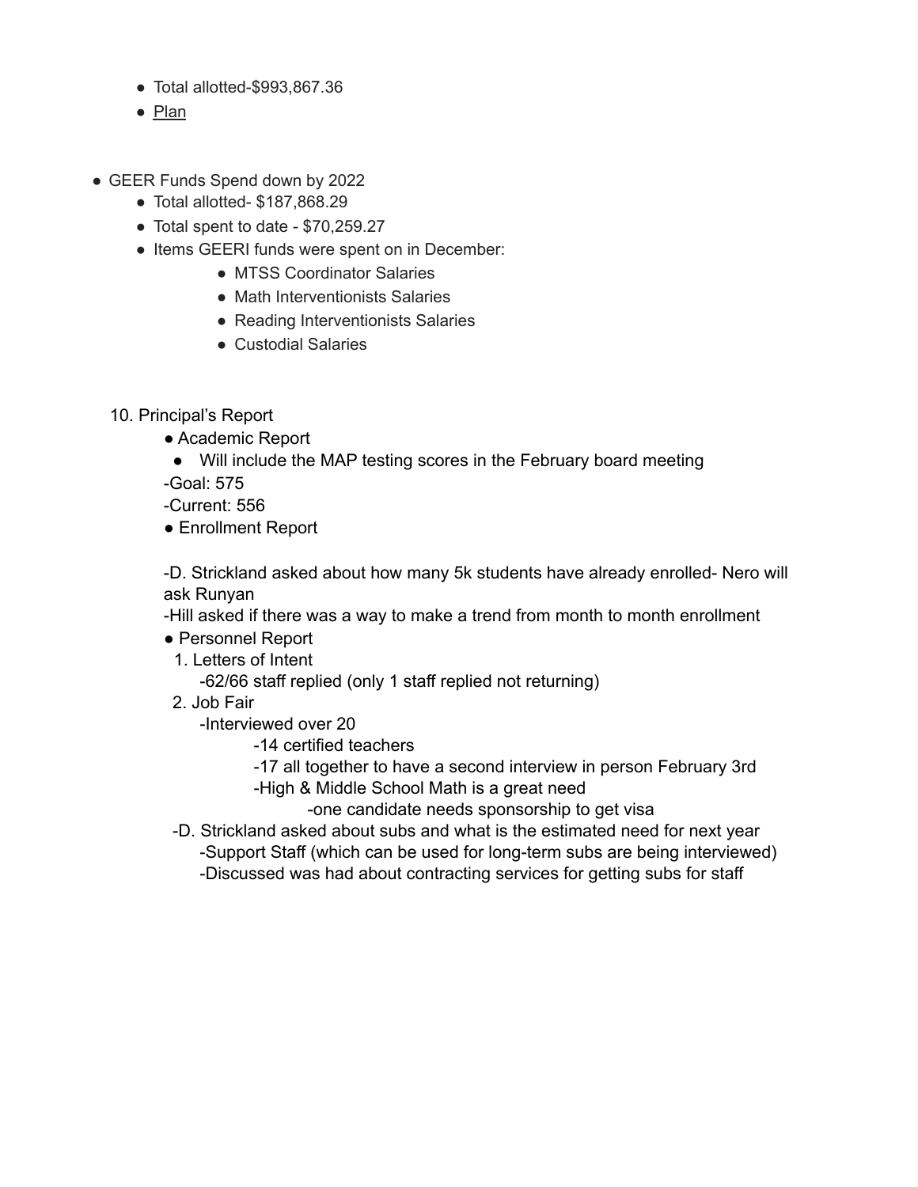- Total allotted-$993,867.36
- Plan

- GEER Funds Spend down by 2022
  - Total allotted- $187,868.29
  - Total spent to date - $70,259.27
  - Items GEERI funds were spent on in December:
    - MTSS Coordinator Salaries
    - Math Interventionists Salaries
    - Reading Interventionists Salaries
    - Custodial Salaries

10. Principal's Report

- Academic Report
  - Will include the MAP testing scores in the February board meeting

-Goal: 575

-Current: 556

- Enrollment Report

-D. Strickland asked about how many 5k students have already enrolled- Nero will ask Runyan

-Hill asked if there was a way to make a trend from month to month enrollment

- Personnel Report

1. Letters of Intent

   -62/66 staff replied (only 1 staff replied not returning)

2. Job Fair

   -Interviewed over 20

   -14 certified teachers

   -17 all together to have a second interview in person February 3rd

   -High & Middle School Math is a great need

   -one candidate needs sponsorship to get visa

-D. Strickland asked about subs and what is the estimated need for next year

   -Support Staff (which can be used for long-term subs are being interviewed)

   -Discussed was had about contracting services for getting subs for staff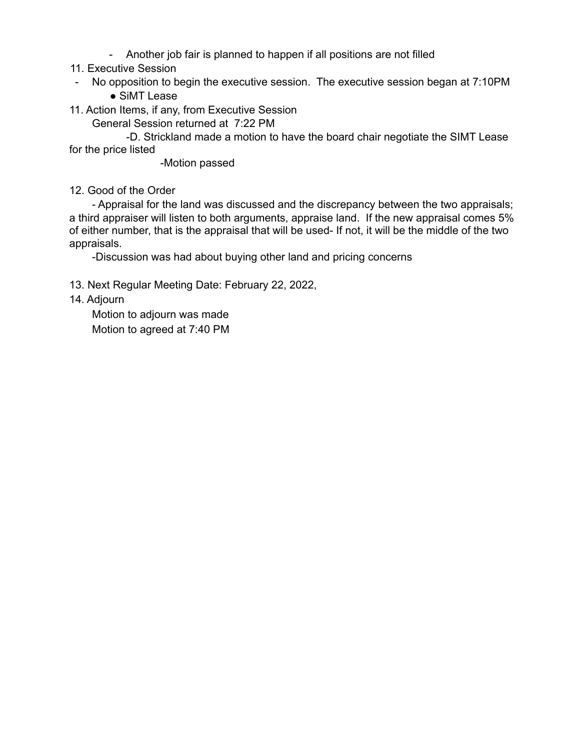- Another job fair is planned to happen if all positions are not filled

11. Executive Session
   - No opposition to begin the executive session. The executive session began at 7:10PM
     - SiMT Lease

11. Action Items, if any, from Executive Session
   General Session returned at 7:22 PM
   -D. Strickland made a motion to have the board chair negotiate the SIMT Lease for the price listed
   -Motion passed

12. Good of the Order
   - Appraisal for the land was discussed and the discrepancy between the two appraisals; a third appraiser will listen to both arguments, appraise land. If the new appraisal comes 5% of either number, that is the appraisal that will be used- If not, it will be the middle of the two appraisals.
   -Discussion was had about buying other land and pricing concerns

13. Next Regular Meeting Date: February 22, 2022,

14. Adjourn
   Motion to adjourn was made
   Motion to agreed at 7:40 PM